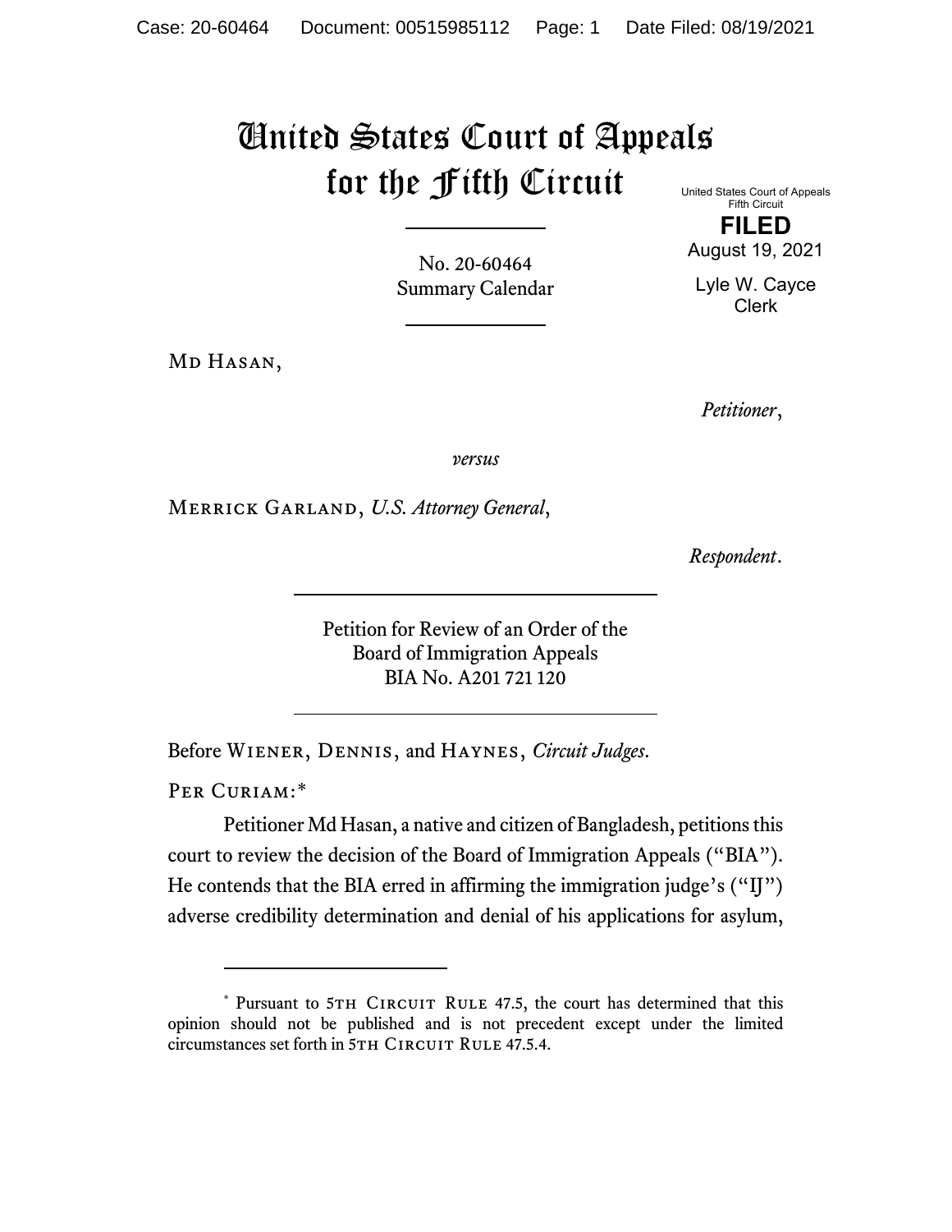# United States Court of Appeals for the Fifth Circuit

United States Court of Appeals
Fifth Circuit

**FILED**

August 19, 2021

Lyle W. Cayce
Clerk

No. 20-60464
Summary Calendar

---

Md Hasan,

*Petitioner*,

*versus*

Merrick Garland, *U.S. Attorney General*,

*Respondent*.

---

Petition for Review of an Order of the
Board of Immigration Appeals
BIA No. A201 721 120

---

Before Wiener, Dennis, and Haynes, *Circuit Judges*.

Per Curiam:*

Petitioner Md Hasan, a native and citizen of Bangladesh, petitions this court to review the decision of the Board of Immigration Appeals ("BIA"). He contends that the BIA erred in affirming the immigration judge's ("IJ") adverse credibility determination and denial of his applications for asylum,

---

* Pursuant to 5th Circuit Rule 47.5, the court has determined that this opinion should not be published and is not precedent except under the limited circumstances set forth in 5th Circuit Rule 47.5.4.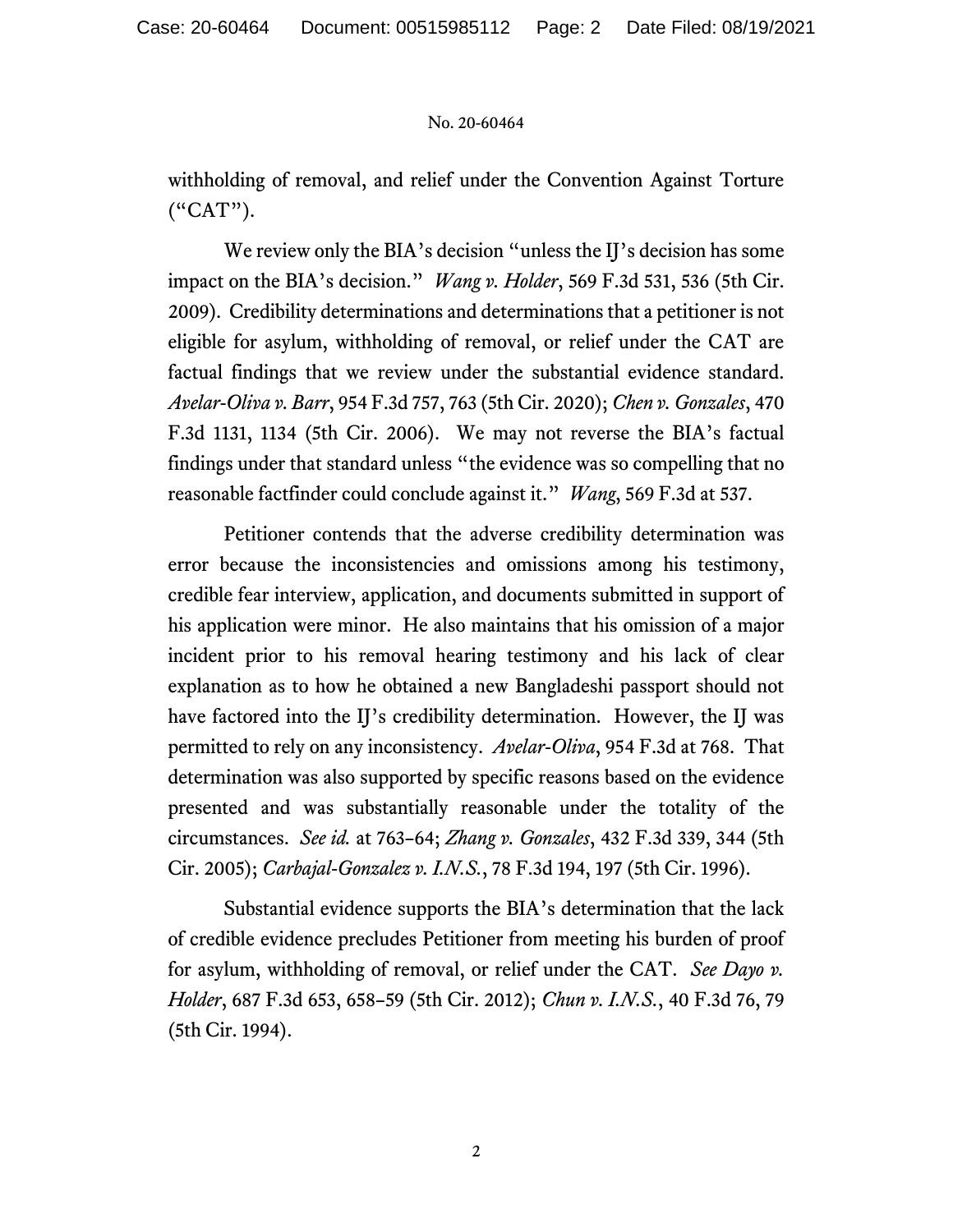withholding of removal, and relief under the Convention Against Torture ("CAT").

We review only the BIA's decision "unless the IJ's decision has some impact on the BIA's decision." *Wang v. Holder*, 569 F.3d 531, 536 (5th Cir. 2009). Credibility determinations and determinations that a petitioner is not eligible for asylum, withholding of removal, or relief under the CAT are factual findings that we review under the substantial evidence standard. *Avelar-Oliva v. Barr*, 954 F.3d 757, 763 (5th Cir. 2020); *Chen v. Gonzales*, 470 F.3d 1131, 1134 (5th Cir. 2006). We may not reverse the BIA's factual findings under that standard unless "the evidence was so compelling that no reasonable factfinder could conclude against it." *Wang*, 569 F.3d at 537.

Petitioner contends that the adverse credibility determination was error because the inconsistencies and omissions among his testimony, credible fear interview, application, and documents submitted in support of his application were minor. He also maintains that his omission of a major incident prior to his removal hearing testimony and his lack of clear explanation as to how he obtained a new Bangladeshi passport should not have factored into the IJ's credibility determination. However, the IJ was permitted to rely on any inconsistency. *Avelar-Oliva*, 954 F.3d at 768. That determination was also supported by specific reasons based on the evidence presented and was substantially reasonable under the totality of the circumstances. *See id.* at 763–64; *Zhang v. Gonzales*, 432 F.3d 339, 344 (5th Cir. 2005); *Carbajal-Gonzalez v. I.N.S.*, 78 F.3d 194, 197 (5th Cir. 1996).

Substantial evidence supports the BIA's determination that the lack of credible evidence precludes Petitioner from meeting his burden of proof for asylum, withholding of removal, or relief under the CAT. *See Dayo v. Holder*, 687 F.3d 653, 658–59 (5th Cir. 2012); *Chun v. I.N.S.*, 40 F.3d 76, 79 (5th Cir. 1994).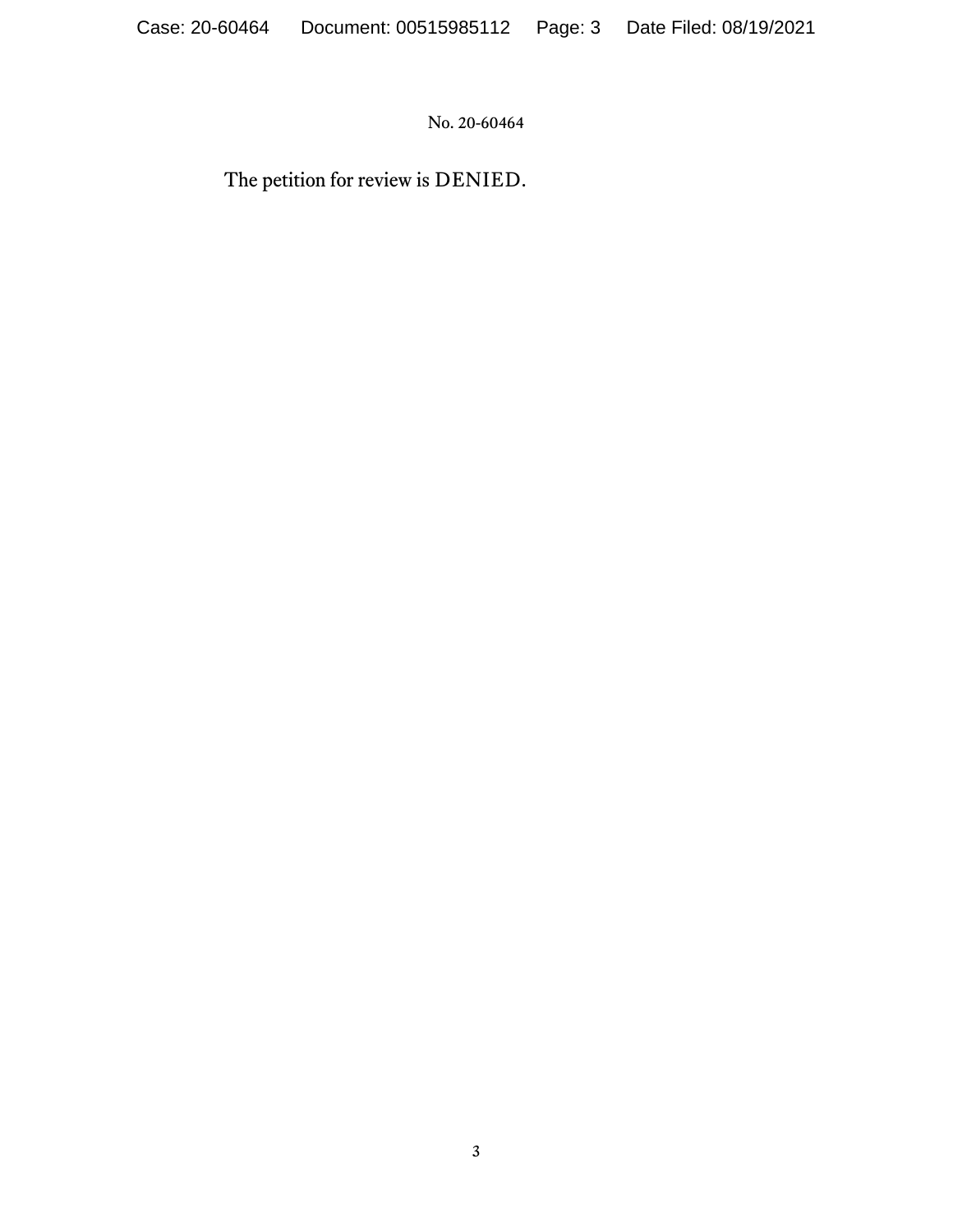The petition for review is DENIED.